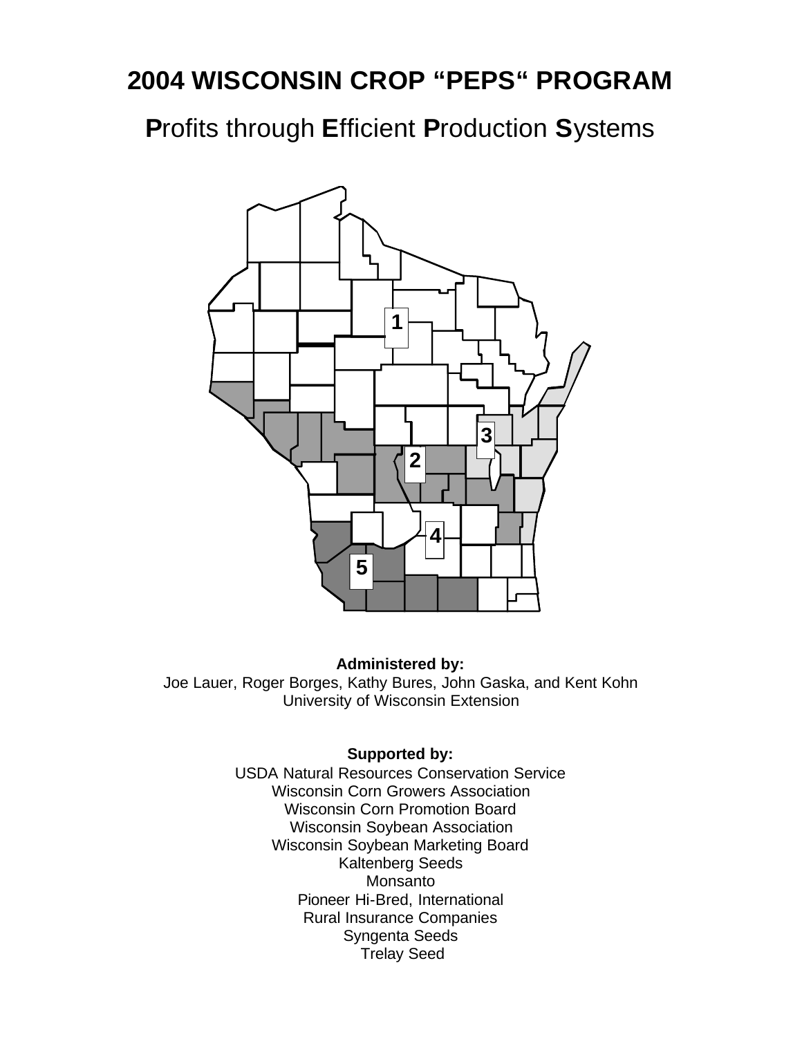# 2004 WISCONSIN CROP "PEPS" PROGRAM

## **P**rofits through **E**fficient **P**roduction **S**ystems

1

3

2

4

5

**Administered by:**
Joe Lauer, Roger Borges, Kathy Bures, John Gaska, and Kent Kohn
University of Wisconsin Extension

**Supported by:**
USDA Natural Resources Conservation Service
Wisconsin Corn Growers Association
Wisconsin Corn Promotion Board
Wisconsin Soybean Association
Wisconsin Soybean Marketing Board
Kaltenberg Seeds
Monsanto
Pioneer Hi-Bred, International
Rural Insurance Companies
Syngenta Seeds
Trelay Seed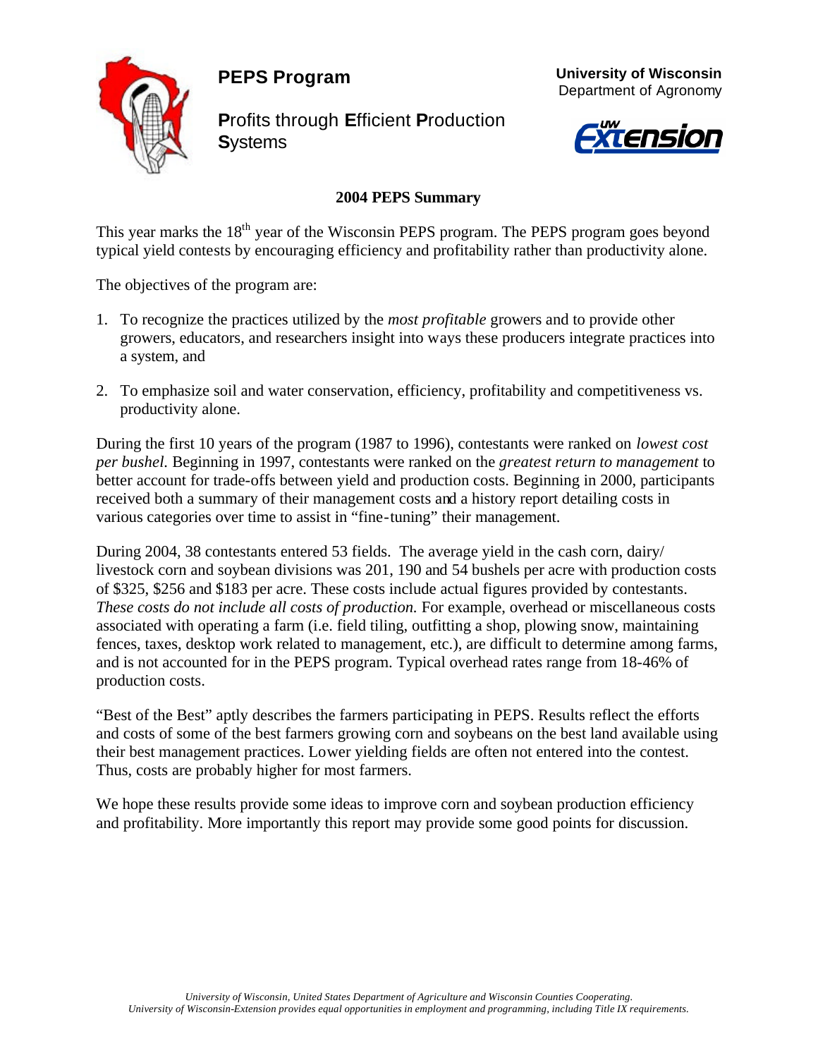# PEPS Program

**P**rofits through **E**fficient **P**roduction **S**ystems

**University of Wisconsin**
Department of Agronomy

## 2004 PEPS Summary

This year marks the 18th year of the Wisconsin PEPS program. The PEPS program goes beyond typical yield contests by encouraging efficiency and profitability rather than productivity alone.

The objectives of the program are:

1. To recognize the practices utilized by the *most profitable* growers and to provide other growers, educators, and researchers insight into ways these producers integrate practices into a system, and

2. To emphasize soil and water conservation, efficiency, profitability and competitiveness vs. productivity alone.

During the first 10 years of the program (1987 to 1996), contestants were ranked on *lowest cost per bushel*. Beginning in 1997, contestants were ranked on the *greatest return to management* to better account for trade-offs between yield and production costs. Beginning in 2000, participants received both a summary of their management costs and a history report detailing costs in various categories over time to assist in "fine-tuning" their management.

During 2004, 38 contestants entered 53 fields. The average yield in the cash corn, dairy/livestock corn and soybean divisions was 201, 190 and 54 bushels per acre with production costs of $325, $256 and $183 per acre. These costs include actual figures provided by contestants. *These costs do not include all costs of production.* For example, overhead or miscellaneous costs associated with operating a farm (i.e. field tiling, outfitting a shop, plowing snow, maintaining fences, taxes, desktop work related to management, etc.), are difficult to determine among farms, and is not accounted for in the PEPS program. Typical overhead rates range from 18-46% of production costs.

"Best of the Best" aptly describes the farmers participating in PEPS. Results reflect the efforts and costs of some of the best farmers growing corn and soybeans on the best land available using their best management practices. Lower yielding fields are often not entered into the contest. Thus, costs are probably higher for most farmers.

We hope these results provide some ideas to improve corn and soybean production efficiency and profitability. More importantly this report may provide some good points for discussion.

*University of Wisconsin, United States Department of Agriculture and Wisconsin Counties Cooperating.*
*University of Wisconsin-Extension provides equal opportunities in employment and programming, including Title IX requirements.*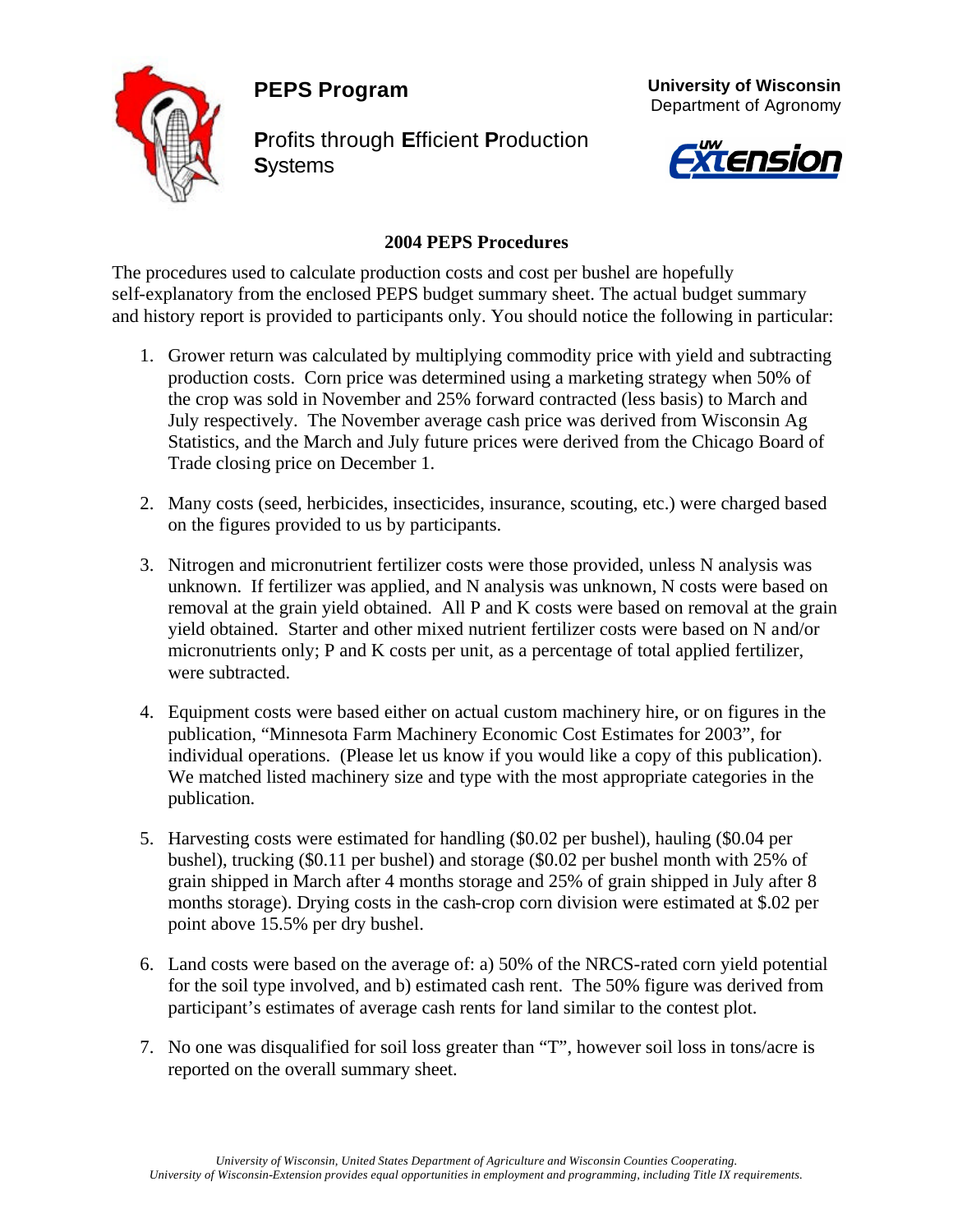**PEPS Program**

**P**rofits through **E**fficient **P**roduction **S**ystems

**University of Wisconsin**
Department of Agronomy

## 2004 PEPS Procedures

The procedures used to calculate production costs and cost per bushel are hopefully self-explanatory from the enclosed PEPS budget summary sheet. The actual budget summary and history report is provided to participants only. You should notice the following in particular:

1. Grower return was calculated by multiplying commodity price with yield and subtracting production costs. Corn price was determined using a marketing strategy when 50% of the crop was sold in November and 25% forward contracted (less basis) to March and July respectively. The November average cash price was derived from Wisconsin Ag Statistics, and the March and July future prices were derived from the Chicago Board of Trade closing price on December 1.

2. Many costs (seed, herbicides, insecticides, insurance, scouting, etc.) were charged based on the figures provided to us by participants.

3. Nitrogen and micronutrient fertilizer costs were those provided, unless N analysis was unknown. If fertilizer was applied, and N analysis was unknown, N costs were based on removal at the grain yield obtained. All P and K costs were based on removal at the grain yield obtained. Starter and other mixed nutrient fertilizer costs were based on N and/or micronutrients only; P and K costs per unit, as a percentage of total applied fertilizer, were subtracted.

4. Equipment costs were based either on actual custom machinery hire, or on figures in the publication, "Minnesota Farm Machinery Economic Cost Estimates for 2003", for individual operations. (Please let us know if you would like a copy of this publication). We matched listed machinery size and type with the most appropriate categories in the publication.

5. Harvesting costs were estimated for handling ($0.02 per bushel), hauling ($0.04 per bushel), trucking ($0.11 per bushel) and storage ($0.02 per bushel month with 25% of grain shipped in March after 4 months storage and 25% of grain shipped in July after 8 months storage). Drying costs in the cash-crop corn division were estimated at $.02 per point above 15.5% per dry bushel.

6. Land costs were based on the average of: a) 50% of the NRCS-rated corn yield potential for the soil type involved, and b) estimated cash rent. The 50% figure was derived from participant's estimates of average cash rents for land similar to the contest plot.

7. No one was disqualified for soil loss greater than "T", however soil loss in tons/acre is reported on the overall summary sheet.

*University of Wisconsin, United States Department of Agriculture and Wisconsin Counties Cooperating.*
*University of Wisconsin-Extension provides equal opportunities in employment and programming, including Title IX requirements.*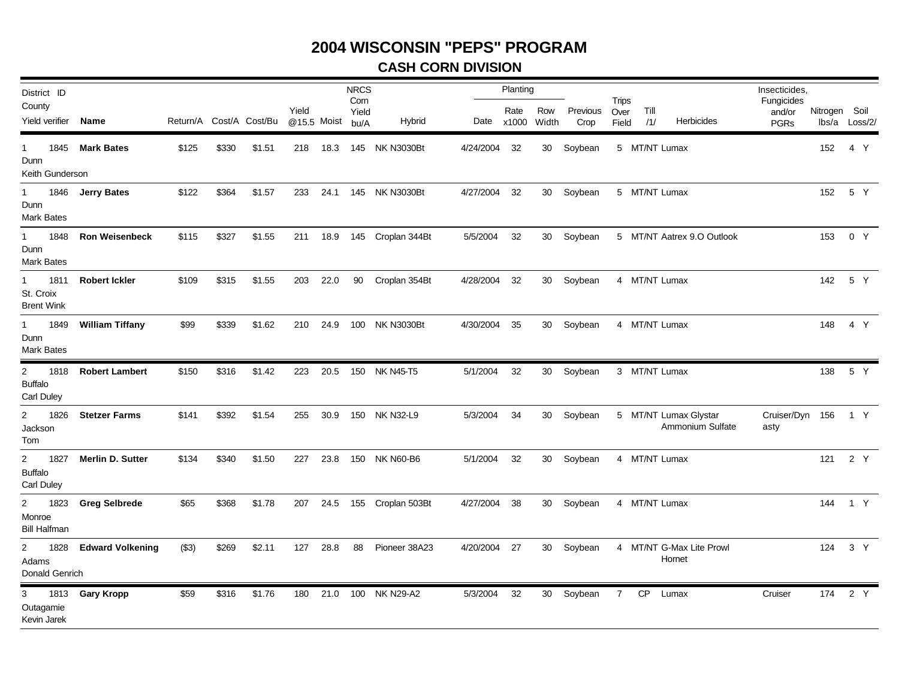# 2004 WISCONSIN "PEPS" PROGRAM

## CASH CORN DIVISION

| District | ID | County | Yield verifier | Name | Return/A | Cost/A | Cost/Bu | Yield @15.5 | Moist | NRCS Corn Yield bu/A | Hybrid | Planting Date | Planting Rate x1000 | Planting Row Width | Previous Crop | Trips Over Field | Till /1/ | Herbicides | Insecticides, Fungicides and/or PGRs | Nitrogen lbs/a | Soil Loss/2/ |
|---|---|---|---|---|---|---|---|---|---|---|---|---|---|---|---|---|---|---|---|---|---|
| 1 | 1845 | Dunn | Keith Gunderson | **Mark Bates** | $125 | $330 | $1.51 | 218 | 18.3 | 145 | NK N3030Bt | 4/24/2004 | 32 | 30 | Soybean | 5 | MT/NT | Lumax | | 152 | 4 Y |
| 1 | 1846 | Dunn | Mark Bates | **Jerry Bates** | $122 | $364 | $1.57 | 233 | 24.1 | 145 | NK N3030Bt | 4/27/2004 | 32 | 30 | Soybean | 5 | MT/NT | Lumax | | 152 | 5 Y |
| 1 | 1848 | Dunn | Mark Bates | **Ron Weisenbeck** | $115 | $327 | $1.55 | 211 | 18.9 | 145 | Croplan 344Bt | 5/5/2004 | 32 | 30 | Soybean | 5 | MT/NT | Aatrex 9.O Outlook | | 153 | 0 Y |
| 1 | 1811 | St. Croix | Brent Wink | **Robert Ickler** | $109 | $315 | $1.55 | 203 | 22.0 | 90 | Croplan 354Bt | 4/28/2004 | 32 | 30 | Soybean | 4 | MT/NT | Lumax | | 142 | 5 Y |
| 1 | 1849 | Dunn | Mark Bates | **William Tiffany** | $99 | $339 | $1.62 | 210 | 24.9 | 100 | NK N3030Bt | 4/30/2004 | 35 | 30 | Soybean | 4 | MT/NT | Lumax | | 148 | 4 Y |
| 2 | 1818 | Buffalo | Carl Duley | **Robert Lambert** | $150 | $316 | $1.42 | 223 | 20.5 | 150 | NK N45-T5 | 5/1/2004 | 32 | 30 | Soybean | 3 | MT/NT | Lumax | | 138 | 5 Y |
| 2 | 1826 | Jackson | Tom | **Stetzer Farms** | $141 | $392 | $1.54 | 255 | 30.9 | 150 | NK N32-L9 | 5/3/2004 | 34 | 30 | Soybean | 5 | MT/NT | Lumax Glystar Ammonium Sulfate | Cruiser/Dynasty | 156 | 1 Y |
| 2 | 1827 | Buffalo | Carl Duley | **Merlin D. Sutter** | $134 | $340 | $1.50 | 227 | 23.8 | 150 | NK N60-B6 | 5/1/2004 | 32 | 30 | Soybean | 4 | MT/NT | Lumax | | 121 | 2 Y |
| 2 | 1823 | Monroe | Bill Halfman | **Greg Selbrede** | $65 | $368 | $1.78 | 207 | 24.5 | 155 | Croplan 503Bt | 4/27/2004 | 38 | 30 | Soybean | 4 | MT/NT | Lumax | | 144 | 1 Y |
| 2 | 1828 | Adams | Donald Genrich | **Edward Volkening** | ($3) | $269 | $2.11 | 127 | 28.8 | 88 | Pioneer 38A23 | 4/20/2004 | 27 | 30 | Soybean | 4 | MT/NT | G-Max Lite Prowl Hornet | | 124 | 3 Y |
| 3 | 1813 | Outagamie | Kevin Jarek | **Gary Kropp** | $59 | $316 | $1.76 | 180 | 21.0 | 100 | NK N29-A2 | 5/3/2004 | 32 | 30 | Soybean | 7 | CP | Lumax | Cruiser | 174 | 2 Y |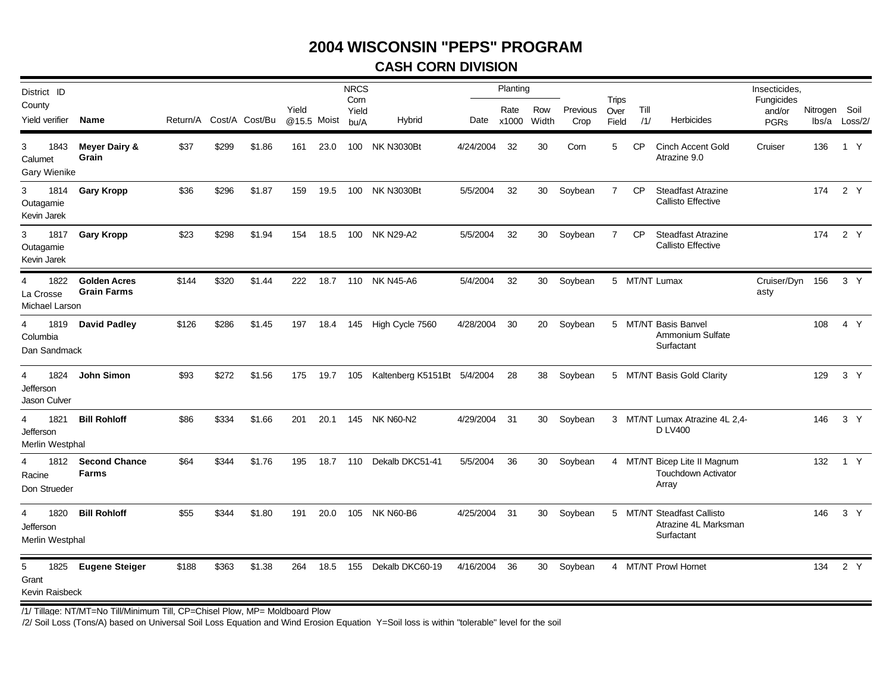# 2004 WISCONSIN "PEPS" PROGRAM

## CASH CORN DIVISION

| District ID County Yield verifier | Name | Return/A | Cost/A | Cost/Bu | Yield @15.5 | Moist | NRCS Corn Yield bu/A | Hybrid | Planting Date | Planting Rate x1000 | Planting Row Width | Previous Crop | Trips Over Field | Till /1/ | Herbicides | Insecticides, Fungicides and/or PGRs | Nitrogen lbs/a | Soil Loss/2/ |
|---|---|---|---|---|---|---|---|---|---|---|---|---|---|---|---|---|---|---|
| 3 1843 Calumet Gary Wienike | **Meyer Dairy & Grain** | $37 | $299 | $1.86 | 161 | 23.0 | 100 | NK N3030Bt | 4/24/2004 | 32 | 30 | Corn | 5 | CP | Cinch Accent Gold Atrazine 9.0 | Cruiser | 136 | 1 Y |
| 3 1814 Outagamie Kevin Jarek | **Gary Kropp** | $36 | $296 | $1.87 | 159 | 19.5 | 100 | NK N3030Bt | 5/5/2004 | 32 | 30 | Soybean | 7 | CP | Steadfast Atrazine Callisto Effective | | 174 | 2 Y |
| 3 1817 Outagamie Kevin Jarek | **Gary Kropp** | $23 | $298 | $1.94 | 154 | 18.5 | 100 | NK N29-A2 | 5/5/2004 | 32 | 30 | Soybean | 7 | CP | Steadfast Atrazine Callisto Effective | | 174 | 2 Y |
| 4 1822 La Crosse Michael Larson | **Golden Acres Grain Farms** | $144 | $320 | $1.44 | 222 | 18.7 | 110 | NK N45-A6 | 5/4/2004 | 32 | 30 | Soybean | 5 | MT/NT | Lumax | Cruiser/Dynasty | 156 | 3 Y |
| 4 1819 Columbia Dan Sandmack | **David Padley** | $126 | $286 | $1.45 | 197 | 18.4 | 145 | High Cycle 7560 | 4/28/2004 | 30 | 20 | Soybean | 5 | MT/NT | Basis Banvel Ammonium Sulfate Surfactant | | 108 | 4 Y |
| 4 1824 Jefferson Jason Culver | **John Simon** | $93 | $272 | $1.56 | 175 | 19.7 | 105 | Kaltenberg K5151Bt | 5/4/2004 | 28 | 38 | Soybean | 5 | MT/NT | Basis Gold Clarity | | 129 | 3 Y |
| 4 1821 Jefferson Merlin Westphal | **Bill Rohloff** | $86 | $334 | $1.66 | 201 | 20.1 | 145 | NK N60-N2 | 4/29/2004 | 31 | 30 | Soybean | 3 | MT/NT | Lumax Atrazine 4L 2,4-D LV400 | | 146 | 3 Y |
| 4 1812 Racine Don Strueder | **Second Chance Farms** | $64 | $344 | $1.76 | 195 | 18.7 | 110 | Dekalb DKC51-41 | 5/5/2004 | 36 | 30 | Soybean | 4 | MT/NT | Bicep Lite II Magnum Touchdown Activator Array | | 132 | 1 Y |
| 4 1820 Jefferson Merlin Westphal | **Bill Rohloff** | $55 | $344 | $1.80 | 191 | 20.0 | 105 | NK N60-B6 | 4/25/2004 | 31 | 30 | Soybean | 5 | MT/NT | Steadfast Callisto Atrazine 4L Marksman Surfactant | | 146 | 3 Y |
| 5 1825 Grant Kevin Raisbeck | **Eugene Steiger** | $188 | $363 | $1.38 | 264 | 18.5 | 155 | Dekalb DKC60-19 | 4/16/2004 | 36 | 30 | Soybean | 4 | MT/NT | Prowl Hornet | | 134 | 2 Y |

/1/ Tillage: NT/MT=No Till/Minimum Till, CP=Chisel Plow, MP= Moldboard Plow

/2/ Soil Loss (Tons/A) based on Universal Soil Loss Equation and Wind Erosion Equation Y=Soil loss is within "tolerable" level for the soil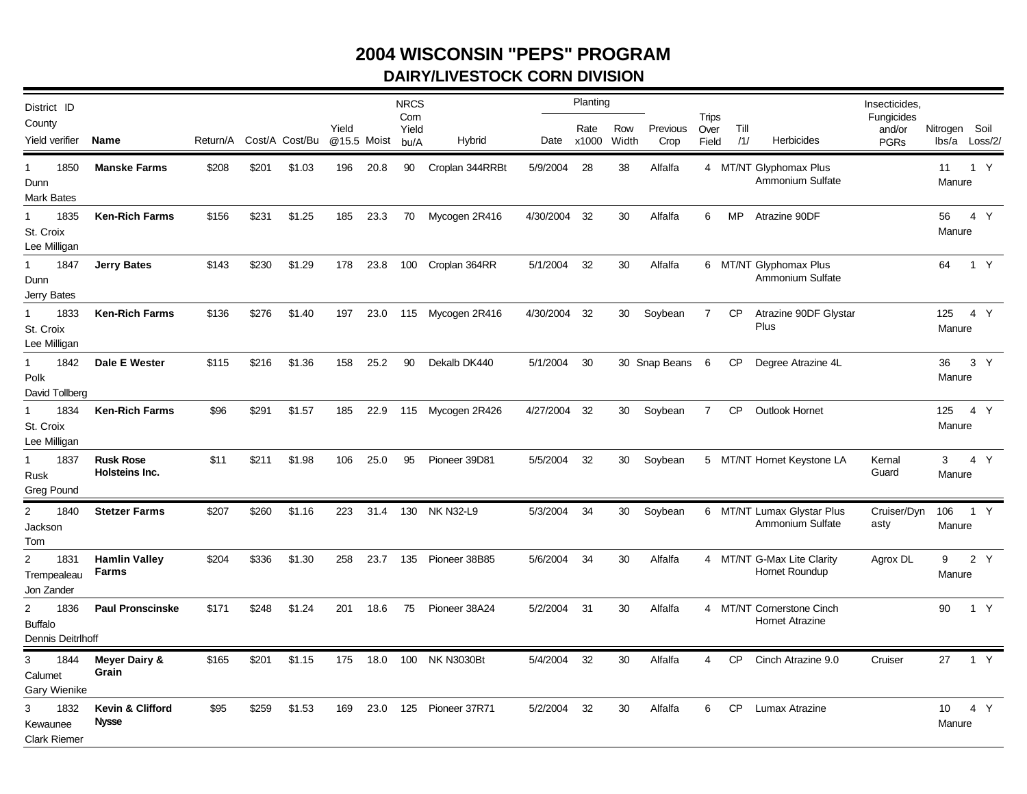# 2004 WISCONSIN "PEPS" PROGRAM

## DAIRY/LIVESTOCK CORN DIVISION

| District ID County Yield verifier | Name | Return/A | Cost/A | Cost/Bu | Yield @15.5 | Moist | NRCS Corn Yield bu/A | Hybrid | Planting Date | Planting Rate x1000 | Planting Row Width | Previous Crop | Trips Over Field | Till /1/ | Herbicides | Insecticides, Fungicides and/or PGRs | Nitrogen lbs/a | Soil Loss/2/ |
|---|---|---|---|---|---|---|---|---|---|---|---|---|---|---|---|---|---|---|
| 1 1850 Dunn Mark Bates | **Manske Farms** | $208 | $201 | $1.03 | 196 | 20.8 | 90 | Croplan 344RRBt | 5/9/2004 | 28 | 38 | Alfalfa | 4 | MT/NT | Glyphomax Plus Ammonium Sulfate | | 11 Manure | 1 Y |
| 1 1835 St. Croix Lee Milligan | **Ken-Rich Farms** | $156 | $231 | $1.25 | 185 | 23.3 | 70 | Mycogen 2R416 | 4/30/2004 | 32 | 30 | Alfalfa | 6 | MP | Atrazine 90DF | | 56 Manure | 4 Y |
| 1 1847 Dunn Jerry Bates | **Jerry Bates** | $143 | $230 | $1.29 | 178 | 23.8 | 100 | Croplan 364RR | 5/1/2004 | 32 | 30 | Alfalfa | 6 | MT/NT | Glyphomax Plus Ammonium Sulfate | | 64 | 1 Y |
| 1 1833 St. Croix Lee Milligan | **Ken-Rich Farms** | $136 | $276 | $1.40 | 197 | 23.0 | 115 | Mycogen 2R416 | 4/30/2004 | 32 | 30 | Soybean | 7 | CP | Atrazine 90DF Glystar Plus | | 125 Manure | 4 Y |
| 1 1842 Polk David Tollberg | **Dale E Wester** | $115 | $216 | $1.36 | 158 | 25.2 | 90 | Dekalb DK440 | 5/1/2004 | 30 | 30 | Snap Beans | 6 | CP | Degree Atrazine 4L | | 36 Manure | 3 Y |
| 1 1834 St. Croix Lee Milligan | **Ken-Rich Farms** | $96 | $291 | $1.57 | 185 | 22.9 | 115 | Mycogen 2R426 | 4/27/2004 | 32 | 30 | Soybean | 7 | CP | Outlook Hornet | | 125 Manure | 4 Y |
| 1 1837 Rusk Greg Pound | **Rusk Rose Holsteins Inc.** | $11 | $211 | $1.98 | 106 | 25.0 | 95 | Pioneer 39D81 | 5/5/2004 | 32 | 30 | Soybean | 5 | MT/NT | Hornet Keystone LA | Kernal Guard | 3 Manure | 4 Y |
| 2 1840 Jackson Tom | **Stetzer Farms** | $207 | $260 | $1.16 | 223 | 31.4 | 130 | NK N32-L9 | 5/3/2004 | 34 | 30 | Soybean | 6 | MT/NT | Lumax Glystar Plus Ammonium Sulfate | Cruiser/Dynasty | 106 Manure | 1 Y |
| 2 1831 Trempealeau Jon Zander | **Hamlin Valley Farms** | $204 | $336 | $1.30 | 258 | 23.7 | 135 | Pioneer 38B85 | 5/6/2004 | 34 | 30 | Alfalfa | 4 | MT/NT | G-Max Lite Clarity Hornet Roundup | Agrox DL | 9 Manure | 2 Y |
| 2 1836 Buffalo Dennis Deitrlhoff | **Paul Pronscinske** | $171 | $248 | $1.24 | 201 | 18.6 | 75 | Pioneer 38A24 | 5/2/2004 | 31 | 30 | Alfalfa | 4 | MT/NT | Cornerstone Cinch Hornet Atrazine | | 90 | 1 Y |
| 3 1844 Calumet Gary Wienike | **Meyer Dairy & Grain** | $165 | $201 | $1.15 | 175 | 18.0 | 100 | NK N3030Bt | 5/4/2004 | 32 | 30 | Alfalfa | 4 | CP | Cinch Atrazine 9.0 | Cruiser | 27 | 1 Y |
| 3 1832 Kewaunee Clark Riemer | **Kevin & Clifford Nysse** | $95 | $259 | $1.53 | 169 | 23.0 | 125 | Pioneer 37R71 | 5/2/2004 | 32 | 30 | Alfalfa | 6 | CP | Lumax Atrazine | | 10 Manure | 4 Y |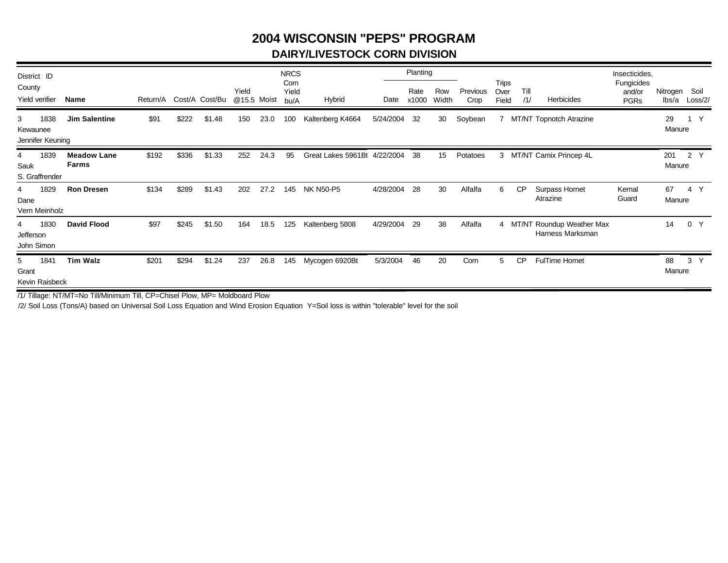# 2004 WISCONSIN "PEPS" PROGRAM

## DAIRY/LIVESTOCK CORN DIVISION

| District | ID | Name | Return/A | Cost/A | Cost/Bu | Yield @15.5 | Moist | NRCS Corn Yield bu/A | Hybrid | Planting Date | Planting Rate x1000 | Planting Row Width | Previous Crop | Trips Over Field | Till /1/ | Herbicides | Insecticides, Fungicides and/or PGRs | Nitrogen lbs/a | Soil Loss/2/ | |
|---|---|---|---|---|---|---|---|---|---|---|---|---|---|---|---|---|---|---|---|---|
| County | | | | | | | | | | | | | | | | | | | | |
| Yield verifier | | | | | | | | | | | | | | | | | | | | |
| 3 Kewaunee Jennifer Keuning | 1838 | **Jim Salentine** | $91 | $222 | $1.48 | 150 | 23.0 | 100 | Kaltenberg K4664 | 5/24/2004 | 32 | 30 | Soybean | 7 | MT/NT | Topnotch Atrazine | | 29 Manure | 1 | Y |
| 4 Sauk S. Graffrender | 1839 | **Meadow Lane Farms** | $192 | $336 | $1.33 | 252 | 24.3 | 95 | Great Lakes 5961Bt | 4/22/2004 | 38 | 15 | Potatoes | 3 | MT/NT | Camix Princep 4L | | 201 Manure | 2 | Y |
| 4 Dane Vern Meinholz | 1829 | **Ron Dresen** | $134 | $289 | $1.43 | 202 | 27.2 | 145 | NK N50-P5 | 4/28/2004 | 28 | 30 | Alfalfa | 6 | CP | Surpass Hornet Atrazine | Kernal Guard | 67 Manure | 4 | Y |
| 4 Jefferson John Simon | 1830 | **David Flood** | $97 | $245 | $1.50 | 164 | 18.5 | 125 | Kaltenberg 5808 | 4/29/2004 | 29 | 38 | Alfalfa | 4 | MT/NT | Roundup Weather Max Harness Marksman | | 14 | 0 | Y |
| 5 Grant Kevin Raisbeck | 1841 | **Tim Walz** | $201 | $294 | $1.24 | 237 | 26.8 | 145 | Mycogen 6920Bt | 5/3/2004 | 46 | 20 | Corn | 5 | CP | FulTime Hornet | | 88 Manure | 3 | Y |

/1/ Tillage: NT/MT=No Till/Minimum Till, CP=Chisel Plow, MP= Moldboard Plow

/2/ Soil Loss (Tons/A) based on Universal Soil Loss Equation and Wind Erosion Equation Y=Soil loss is within "tolerable" level for the soil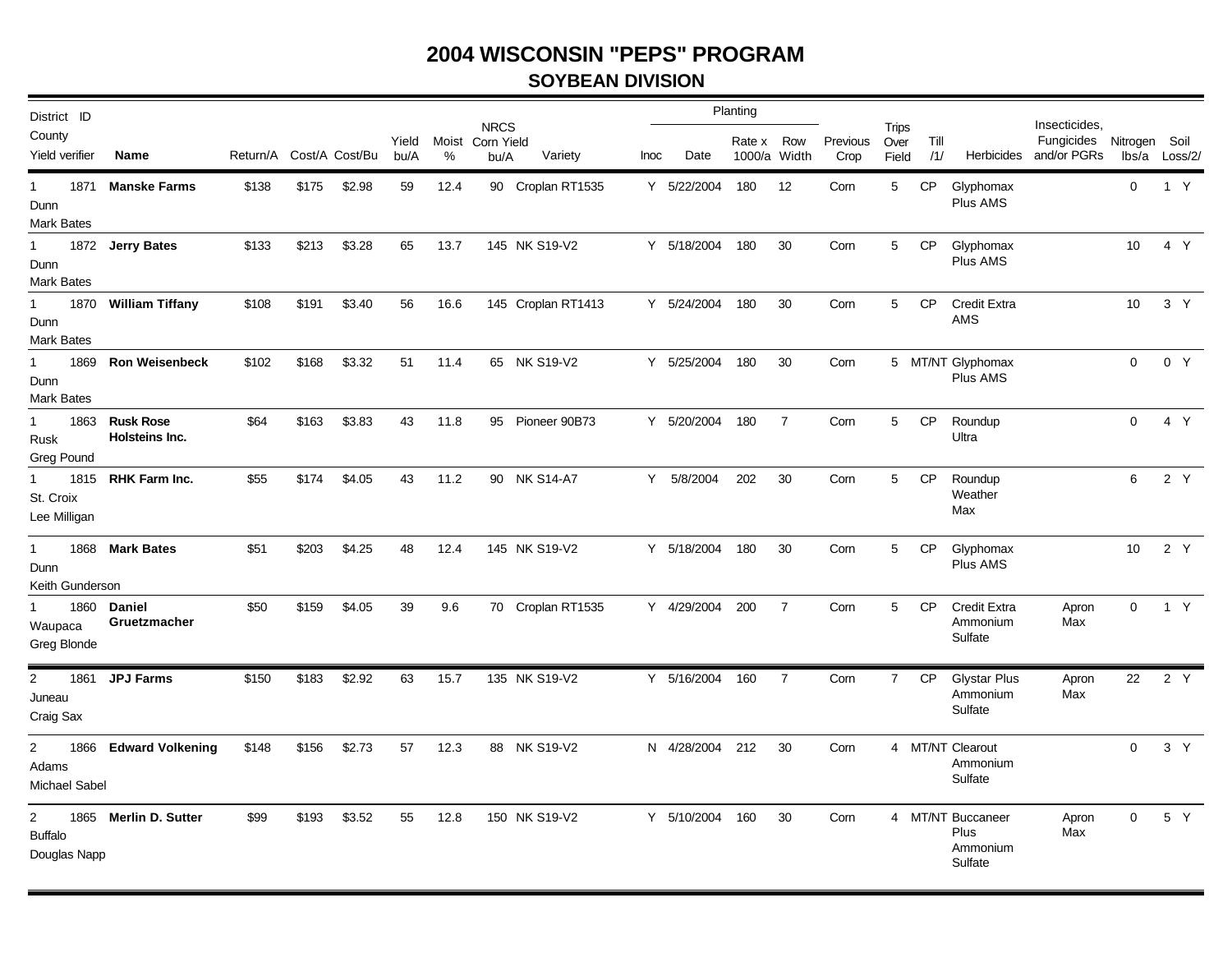# 2004 WISCONSIN "PEPS" PROGRAM

## SOYBEAN DIVISION

| District | ID | County | Yield verifier | Name | Return/A | Cost/A | Cost/Bu | Yield bu/A | Moist % | NRCS Corn Yield bu/A | Variety | Inoc | Planting Date | Planting Rate x 1000/a | Planting Row Width | Previous Crop | Trips Over Field | Till /1/ | Herbicides | Insecticides, Fungicides and/or PGRs | Nitrogen lbs/a | Soil Loss/2/ | |
|---|---|---|---|---|---|---|---|---|---|---|---|---|---|---|---|---|---|---|---|---|---|---|---|
| 1 | 1871 | Dunn | Mark Bates | **Manske Farms** | $138 | $175 | $2.98 | 59 | 12.4 | 90 | Croplan RT1535 | Y | 5/22/2004 | 180 | 12 | Corn | 5 | CP | Glyphomax Plus AMS | | 0 | 1 | Y |
| 1 | 1872 | Dunn | Mark Bates | **Jerry Bates** | $133 | $213 | $3.28 | 65 | 13.7 | 145 | NK S19-V2 | Y | 5/18/2004 | 180 | 30 | Corn | 5 | CP | Glyphomax Plus AMS | | 10 | 4 | Y |
| 1 | 1870 | Dunn | Mark Bates | **William Tiffany** | $108 | $191 | $3.40 | 56 | 16.6 | 145 | Croplan RT1413 | Y | 5/24/2004 | 180 | 30 | Corn | 5 | CP | Credit Extra AMS | | 10 | 3 | Y |
| 1 | 1869 | Dunn | Mark Bates | **Ron Weisenbeck** | $102 | $168 | $3.32 | 51 | 11.4 | 65 | NK S19-V2 | Y | 5/25/2004 | 180 | 30 | Corn | 5 | MT/NT | Glyphomax Plus AMS | | 0 | 0 | Y |
| 1 | 1863 | Rusk | Greg Pound | **Rusk Rose Holsteins Inc.** | $64 | $163 | $3.83 | 43 | 11.8 | 95 | Pioneer 90B73 | Y | 5/20/2004 | 180 | 7 | Corn | 5 | CP | Roundup Ultra | | 0 | 4 | Y |
| 1 | 1815 | St. Croix | Lee Milligan | **RHK Farm Inc.** | $55 | $174 | $4.05 | 43 | 11.2 | 90 | NK S14-A7 | Y | 5/8/2004 | 202 | 30 | Corn | 5 | CP | Roundup Weather Max | | 6 | 2 | Y |
| 1 | 1868 | Dunn | Keith Gunderson | **Mark Bates** | $51 | $203 | $4.25 | 48 | 12.4 | 145 | NK S19-V2 | Y | 5/18/2004 | 180 | 30 | Corn | 5 | CP | Glyphomax Plus AMS | | 10 | 2 | Y |
| 1 | 1860 | Waupaca | Greg Blonde | **Daniel Gruetzmacher** | $50 | $159 | $4.05 | 39 | 9.6 | 70 | Croplan RT1535 | Y | 4/29/2004 | 200 | 7 | Corn | 5 | CP | Credit Extra Ammonium Sulfate | Apron Max | 0 | 1 | Y |
| 2 | 1861 | Juneau | Craig Sax | **JPJ Farms** | $150 | $183 | $2.92 | 63 | 15.7 | 135 | NK S19-V2 | Y | 5/16/2004 | 160 | 7 | Corn | 7 | CP | Glystar Plus Ammonium Sulfate | Apron Max | 22 | 2 | Y |
| 2 | 1866 | Adams | Michael Sabel | **Edward Volkening** | $148 | $156 | $2.73 | 57 | 12.3 | 88 | NK S19-V2 | N | 4/28/2004 | 212 | 30 | Corn | 4 | MT/NT | Clearout Ammonium Sulfate | | 0 | 3 | Y |
| 2 | 1865 | Buffalo | Douglas Napp | **Merlin D. Sutter** | $99 | $193 | $3.52 | 55 | 12.8 | 150 | NK S19-V2 | Y | 5/10/2004 | 160 | 30 | Corn | 4 | MT/NT | Buccaneer Plus Ammonium Sulfate | Apron Max | 0 | 5 | Y |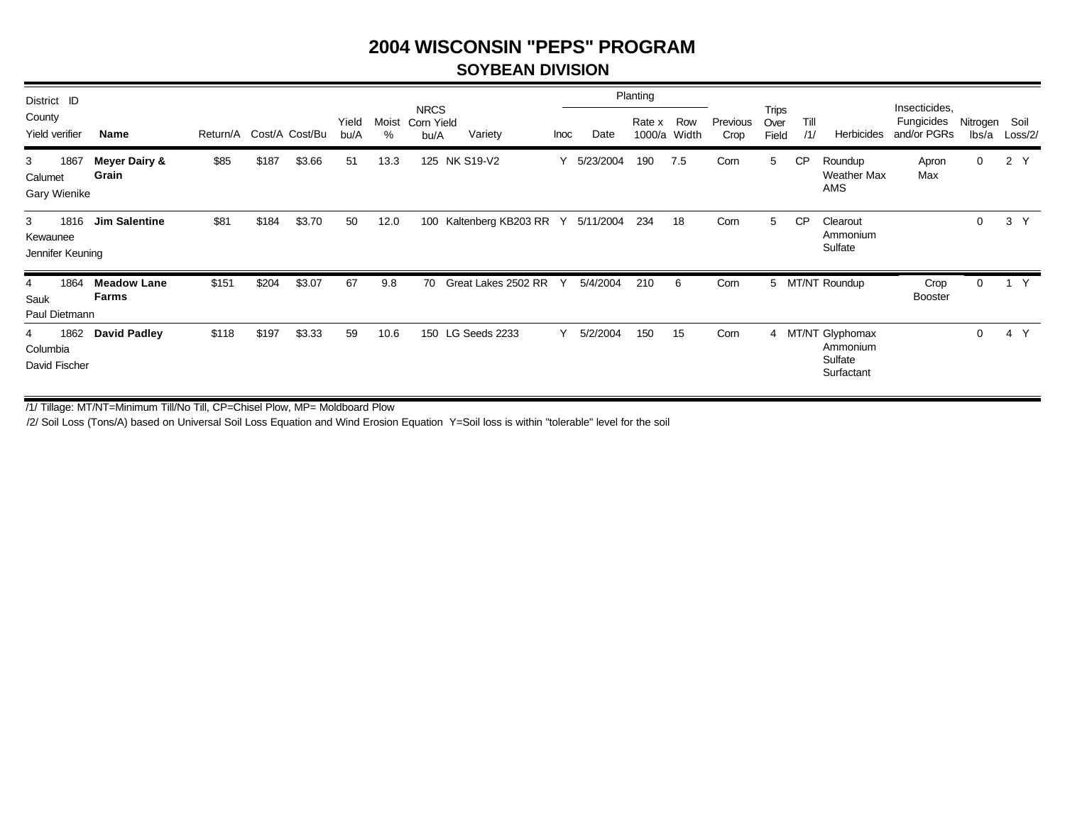# 2004 WISCONSIN "PEPS" PROGRAM

## SOYBEAN DIVISION

| District ID County Yield verifier | Name | Return/A | Cost/A | Cost/Bu | Yield bu/A | Moist % | NRCS Corn Yield bu/A | Variety | Inoc | Planting Date | Planting Rate x 1000/a | Planting Row Width | Previous Crop | Trips Over Field | Till /1/ | Herbicides | Insecticides, Fungicides and/or PGRs | Nitrogen lbs/a | Soil Loss/2/ |
|---|---|---|---|---|---|---|---|---|---|---|---|---|---|---|---|---|---|---|---|
| 3 1867 Calumet Gary Wienike | **Meyer Dairy & Grain** | $85 | $187 | $3.66 | 51 | 13.3 | 125 | NK S19-V2 | Y | 5/23/2004 | 190 | 7.5 | Corn | 5 | CP | Roundup Weather Max AMS | Apron Max | 0 | 2 Y |
| 3 1816 Kewaunee Jennifer Keuning | **Jim Salentine** | $81 | $184 | $3.70 | 50 | 12.0 | 100 | Kaltenberg KB203 RR | Y | 5/11/2004 | 234 | 18 | Corn | 5 | CP | Clearout Ammonium Sulfate | | 0 | 3 Y |
| 4 1864 Sauk Paul Dietmann | **Meadow Lane Farms** | $151 | $204 | $3.07 | 67 | 9.8 | 70 | Great Lakes 2502 RR | Y | 5/4/2004 | 210 | 6 | Corn | 5 | MT/NT | Roundup | Crop Booster | 0 | 1 Y |
| 4 1862 Columbia David Fischer | **David Padley** | $118 | $197 | $3.33 | 59 | 10.6 | 150 | LG Seeds 2233 | Y | 5/2/2004 | 150 | 15 | Corn | 4 | MT/NT | Glyphomax Ammonium Sulfate Surfactant | | 0 | 4 Y |

/1/ Tillage: MT/NT=Minimum Till/No Till, CP=Chisel Plow, MP= Moldboard Plow

/2/ Soil Loss (Tons/A) based on Universal Soil Loss Equation and Wind Erosion Equation Y=Soil loss is within "tolerable" level for the soil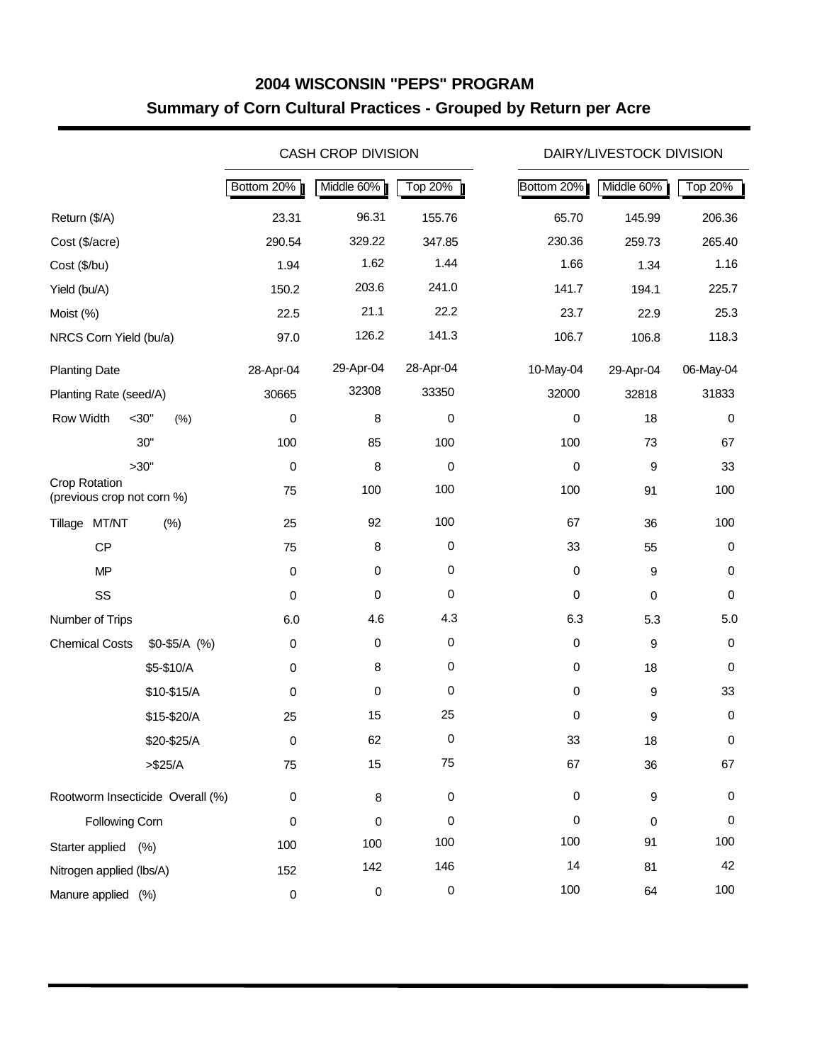## 2004 WISCONSIN "PEPS" PROGRAM

## Summary of Corn Cultural Practices - Grouped by Return per Acre

| | | CASH CROP DIVISION | | | DAIRY/LIVESTOCK DIVISION | |
|---|---|---|---|---|---|---|
| | Bottom 20% | Middle 60% | Top 20% | Bottom 20% | Middle 60% | Top 20% |
| Return ($/A) | 23.31 | 96.31 | 155.76 | 65.70 | 145.99 | 206.36 |
| Cost ($/acre) | 290.54 | 329.22 | 347.85 | 230.36 | 259.73 | 265.40 |
| Cost ($/bu) | 1.94 | 1.62 | 1.44 | 1.66 | 1.34 | 1.16 |
| Yield (bu/A) | 150.2 | 203.6 | 241.0 | 141.7 | 194.1 | 225.7 |
| Moist (%) | 22.5 | 21.1 | 22.2 | 23.7 | 22.9 | 25.3 |
| NRCS Corn Yield (bu/a) | 97.0 | 126.2 | 141.3 | 106.7 | 106.8 | 118.3 |
| Planting Date | 28-Apr-04 | 29-Apr-04 | 28-Apr-04 | 10-May-04 | 29-Apr-04 | 06-May-04 |
| Planting Rate (seed/A) | 30665 | 32308 | 33350 | 32000 | 32818 | 31833 |
| Row Width <30" (%) | 0 | 8 | 0 | 0 | 18 | 0 |
| 30" | 100 | 85 | 100 | 100 | 73 | 67 |
| >30" | 0 | 8 | 0 | 0 | 9 | 33 |
| Crop Rotation (previous crop not corn %) | 75 | 100 | 100 | 100 | 91 | 100 |
| Tillage MT/NT (%) | 25 | 92 | 100 | 67 | 36 | 100 |
| CP | 75 | 8 | 0 | 33 | 55 | 0 |
| MP | 0 | 0 | 0 | 0 | 9 | 0 |
| SS | 0 | 0 | 0 | 0 | 0 | 0 |
| Number of Trips | 6.0 | 4.6 | 4.3 | 6.3 | 5.3 | 5.0 |
| Chemical Costs $0-$5/A (%) | 0 | 0 | 0 | 0 | 9 | 0 |
| $5-$10/A | 0 | 8 | 0 | 0 | 18 | 0 |
| $10-$15/A | 0 | 0 | 0 | 0 | 9 | 33 |
| $15-$20/A | 25 | 15 | 25 | 0 | 9 | 0 |
| $20-$25/A | 0 | 62 | 0 | 33 | 18 | 0 |
| >$25/A | 75 | 15 | 75 | 67 | 36 | 67 |
| Rootworm Insecticide Overall (%) | 0 | 8 | 0 | 0 | 9 | 0 |
| Following Corn | 0 | 0 | 0 | 0 | 0 | 0 |
| Starter applied (%) | 100 | 100 | 100 | 100 | 91 | 100 |
| Nitrogen applied (lbs/A) | 152 | 142 | 146 | 14 | 81 | 42 |
| Manure applied (%) | 0 | 0 | 0 | 100 | 64 | 100 |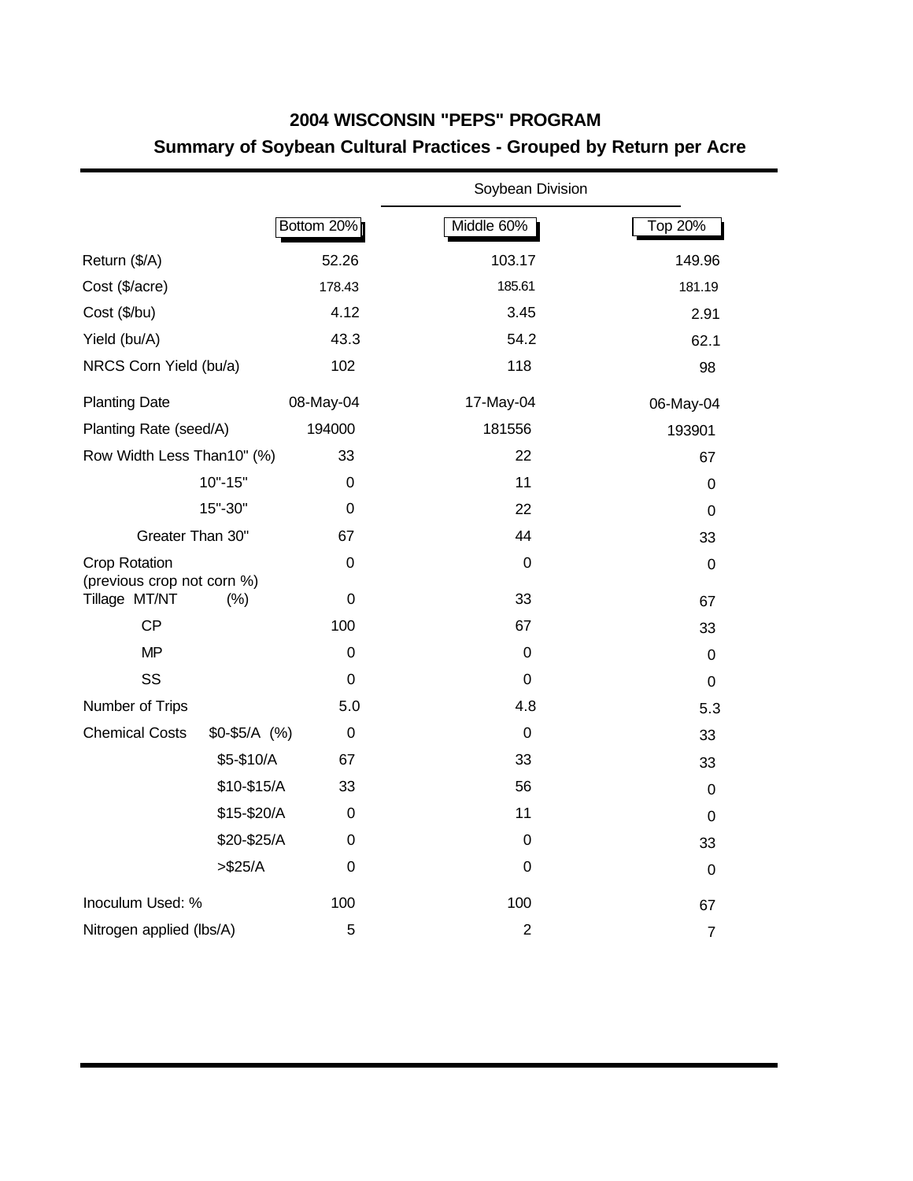## 2004 WISCONSIN "PEPS" PROGRAM

### Summary of Soybean Cultural Practices - Grouped by Return per Acre

| | | Soybean Division | |
|---|---|---|---|
| | Bottom 20% | Middle 60% | Top 20% |
| Return ($/A) | 52.26 | 103.17 | 149.96 |
| Cost ($/acre) | 178.43 | 185.61 | 181.19 |
| Cost ($/bu) | 4.12 | 3.45 | 2.91 |
| Yield (bu/A) | 43.3 | 54.2 | 62.1 |
| NRCS Corn Yield (bu/a) | 102 | 118 | 98 |
| Planting Date | 08-May-04 | 17-May-04 | 06-May-04 |
| Planting Rate (seed/A) | 194000 | 181556 | 193901 |
| Row Width Less Than10" (%) | 33 | 22 | 67 |
| 10"-15" | 0 | 11 | 0 |
| 15"-30" | 0 | 22 | 0 |
| Greater Than 30" | 67 | 44 | 33 |
| Crop Rotation (previous crop not corn %) | 0 | 0 | 0 |
| Tillage MT/NT (%) | 0 | 33 | 67 |
| CP | 100 | 67 | 33 |
| MP | 0 | 0 | 0 |
| SS | 0 | 0 | 0 |
| Number of Trips | 5.0 | 4.8 | 5.3 |
| Chemical Costs $0-$5/A (%) | 0 | 0 | 33 |
| $5-$10/A | 67 | 33 | 33 |
| $10-$15/A | 33 | 56 | 0 |
| $15-$20/A | 0 | 11 | 0 |
| $20-$25/A | 0 | 0 | 33 |
| >$25/A | 0 | 0 | 0 |
| Inoculum Used: % | 100 | 100 | 67 |
| Nitrogen applied (lbs/A) | 5 | 2 | 7 |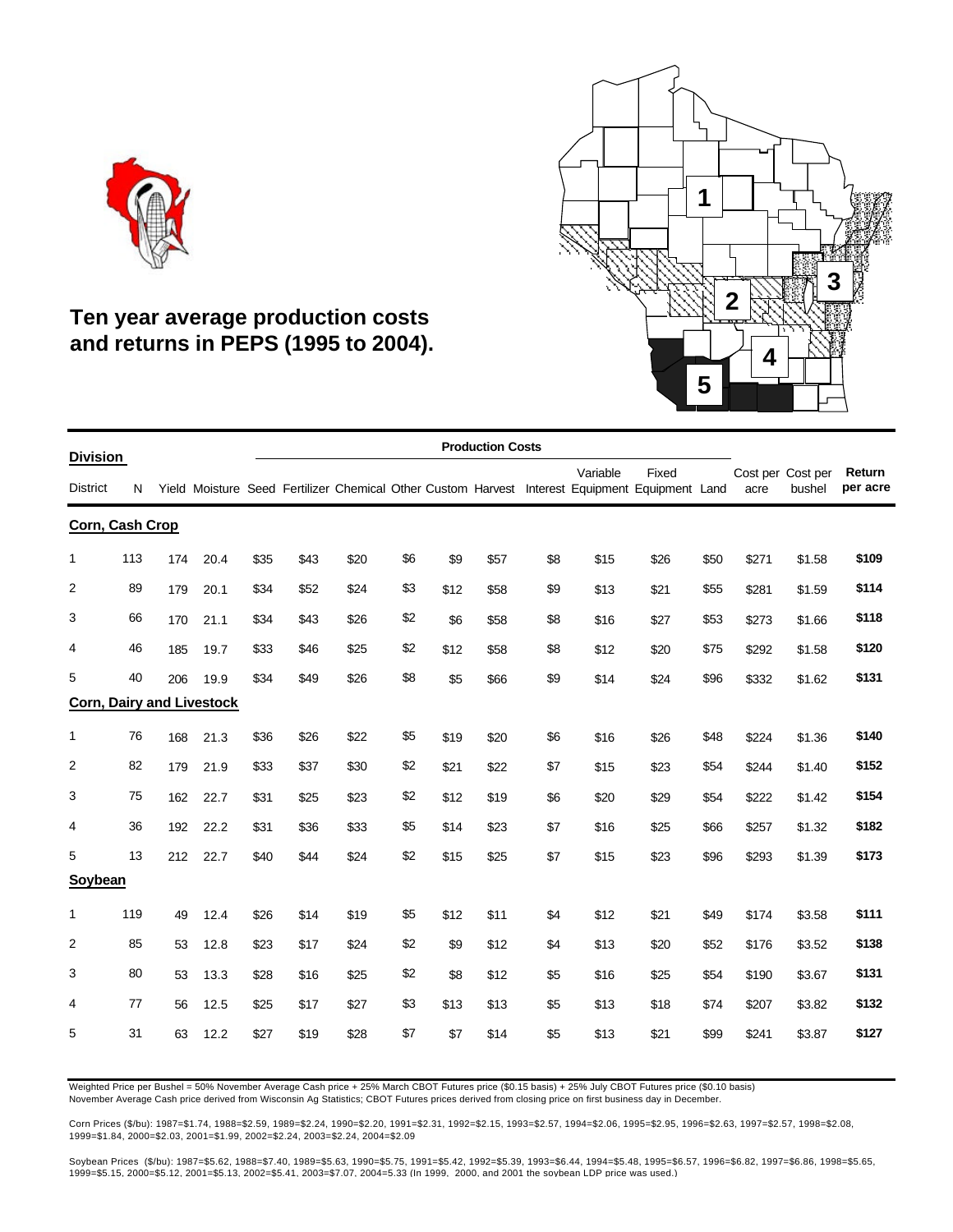## Ten year average production costs and returns in PEPS (1995 to 2004).

| Division District | N | Yield | Moisture | Seed | Fertilizer | Chemical | Other | Custom | Harvest | Interest | Variable Equipment | Fixed Equipment | Land | Cost per acre | Cost per bushel | Return per acre |
|---|---|---|---|---|---|---|---|---|---|---|---|---|---|---|---|---|
| **Corn, Cash Crop** | | | | | | | | | | | | | | | | |
| 1 | 113 | 174 | 20.4 | $35 | $43 | $20 | $6 | $9 | $57 | $8 | $15 | $26 | $50 | $271 | $1.58 | **$109** |
| 2 | 89 | 179 | 20.1 | $34 | $52 | $24 | $3 | $12 | $58 | $9 | $13 | $21 | $55 | $281 | $1.59 | **$114** |
| 3 | 66 | 170 | 21.1 | $34 | $43 | $26 | $2 | $6 | $58 | $8 | $16 | $27 | $53 | $273 | $1.66 | **$118** |
| 4 | 46 | 185 | 19.7 | $33 | $46 | $25 | $2 | $12 | $58 | $8 | $12 | $20 | $75 | $292 | $1.58 | **$120** |
| 5 | 40 | 206 | 19.9 | $34 | $49 | $26 | $8 | $5 | $66 | $9 | $14 | $24 | $96 | $332 | $1.62 | **$131** |
| **Corn, Dairy and Livestock** | | | | | | | | | | | | | | | | |
| 1 | 76 | 168 | 21.3 | $36 | $26 | $22 | $5 | $19 | $20 | $6 | $16 | $26 | $48 | $224 | $1.36 | **$140** |
| 2 | 82 | 179 | 21.9 | $33 | $37 | $30 | $2 | $21 | $22 | $7 | $15 | $23 | $54 | $244 | $1.40 | **$152** |
| 3 | 75 | 162 | 22.7 | $31 | $25 | $23 | $2 | $12 | $19 | $6 | $20 | $29 | $54 | $222 | $1.42 | **$154** |
| 4 | 36 | 192 | 22.2 | $31 | $36 | $33 | $5 | $14 | $23 | $7 | $16 | $25 | $66 | $257 | $1.32 | **$182** |
| 5 | 13 | 212 | 22.7 | $40 | $44 | $24 | $2 | $15 | $25 | $7 | $15 | $23 | $96 | $293 | $1.39 | **$173** |
| **Soybean** | | | | | | | | | | | | | | | | |
| 1 | 119 | 49 | 12.4 | $26 | $14 | $19 | $5 | $12 | $11 | $4 | $12 | $21 | $49 | $174 | $3.58 | **$111** |
| 2 | 85 | 53 | 12.8 | $23 | $17 | $24 | $2 | $9 | $12 | $4 | $13 | $20 | $52 | $176 | $3.52 | **$138** |
| 3 | 80 | 53 | 13.3 | $28 | $16 | $25 | $2 | $8 | $12 | $5 | $16 | $25 | $54 | $190 | $3.67 | **$131** |
| 4 | 77 | 56 | 12.5 | $25 | $17 | $27 | $3 | $13 | $13 | $5 | $13 | $18 | $74 | $207 | $3.82 | **$132** |
| 5 | 31 | 63 | 12.2 | $27 | $19 | $28 | $7 | $7 | $14 | $5 | $13 | $21 | $99 | $241 | $3.87 | **$127** |

Note: Columns Seed through Land are Production Costs.

Weighted Price per Bushel = 50% November Average Cash price + 25% March CBOT Futures price ($0.15 basis) + 25% July CBOT Futures price ($0.10 basis)
November Average Cash price derived from Wisconsin Ag Statistics; CBOT Futures prices derived from closing price on first business day in December.

Corn Prices ($/bu): 1987=$1.74, 1988=$2.59, 1989=$2.24, 1990=$2.20, 1991=$2.31, 1992=$2.15, 1993=$2.57, 1994=$2.06, 1995=$2.95, 1996=$2.63, 1997=$2.57, 1998=$2.08, 1999=$1.84, 2000=$2.03, 2001=$1.99, 2002=$2.24, 2003=$2.24, 2004=$2.09

Soybean Prices ($/bu): 1987=$5.62, 1988=$7.40, 1989=$5.63, 1990=$5.75, 1991=$5.42, 1992=$5.39, 1993=$6.44, 1994=$5.48, 1995=$6.57, 1996=$6.82, 1997=$6.86, 1998=$5.65, 1999=$5.15, 2000=$5.12, 2001=$5.13, 2002=$5.41, 2003=$7.07, 2004=5.33 (In 1999, 2000, and 2001 the soybean LDP price was used.)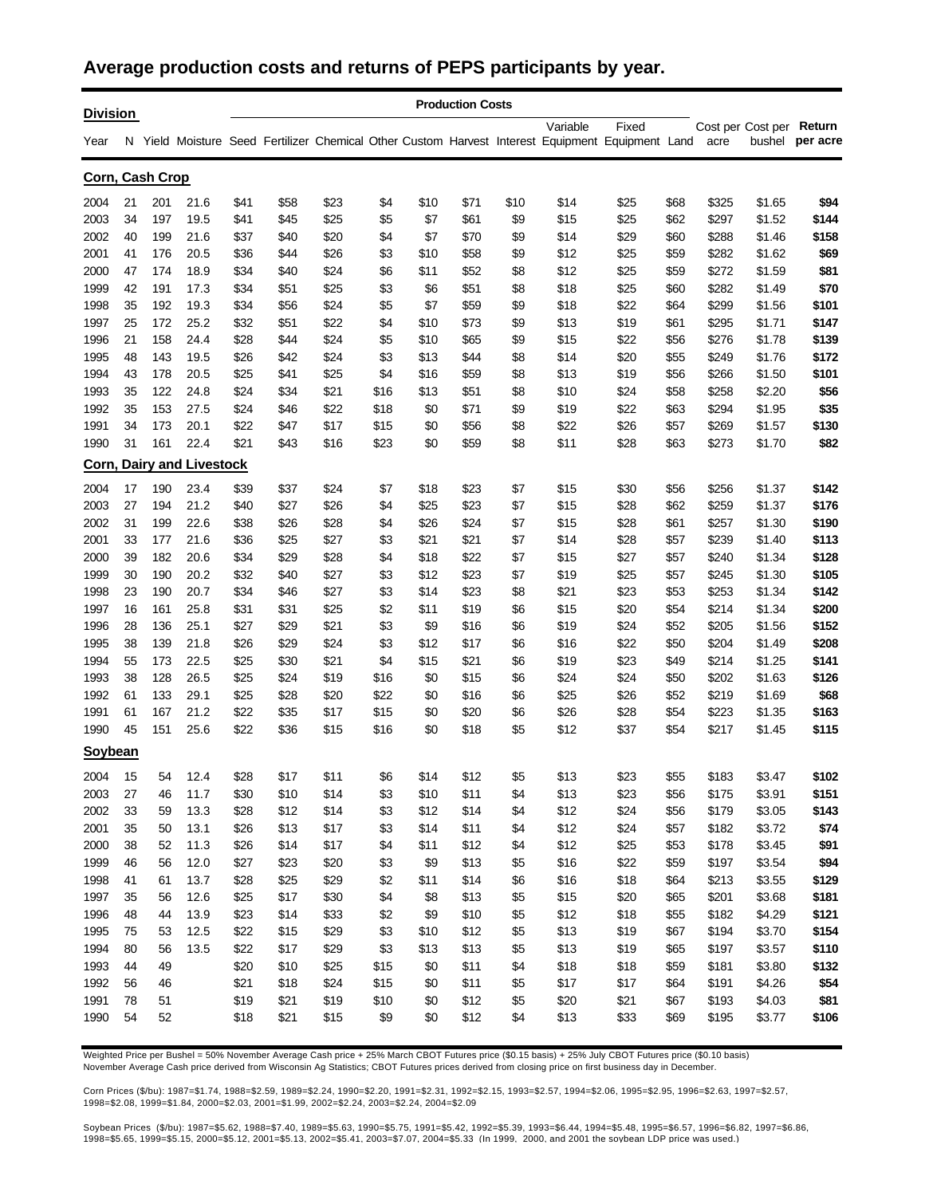## Average production costs and returns of PEPS participants by year.

| Division | | | | Production Costs | | | | | | | | | | Cost per acre | Cost per bushel | Return per acre |
|---|---|---|---|---|---|---|---|---|---|---|---|---|---|---|---|---|
| Year | N | Yield | Moisture | Seed | Fertilizer | Chemical | Other | Custom | Harvest | Interest | Variable Equipment | Fixed Equipment | Land | | | |
| **Corn, Cash Crop** | | | | | | | | | | | | | | | | |
| 2004 | 21 | 201 | 21.6 | $41 | $58 | $23 | $4 | $10 | $71 | $10 | $14 | $25 | $68 | $325 | $1.65 | **$94** |
| 2003 | 34 | 197 | 19.5 | $41 | $45 | $25 | $5 | $7 | $61 | $9 | $15 | $25 | $62 | $297 | $1.52 | **$144** |
| 2002 | 40 | 199 | 21.6 | $37 | $40 | $20 | $4 | $7 | $70 | $9 | $14 | $29 | $60 | $288 | $1.46 | **$158** |
| 2001 | 41 | 176 | 20.5 | $36 | $44 | $26 | $3 | $10 | $58 | $9 | $12 | $25 | $59 | $282 | $1.62 | **$69** |
| 2000 | 47 | 174 | 18.9 | $34 | $40 | $24 | $6 | $11 | $52 | $8 | $12 | $25 | $59 | $272 | $1.59 | **$81** |
| 1999 | 42 | 191 | 17.3 | $34 | $51 | $25 | $3 | $6 | $51 | $8 | $18 | $25 | $60 | $282 | $1.49 | **$70** |
| 1998 | 35 | 192 | 19.3 | $34 | $56 | $24 | $5 | $7 | $59 | $9 | $18 | $22 | $64 | $299 | $1.56 | **$101** |
| 1997 | 25 | 172 | 25.2 | $32 | $51 | $22 | $4 | $10 | $73 | $9 | $13 | $19 | $61 | $295 | $1.71 | **$147** |
| 1996 | 21 | 158 | 24.4 | $28 | $44 | $24 | $5 | $10 | $65 | $9 | $15 | $22 | $56 | $276 | $1.78 | **$139** |
| 1995 | 48 | 143 | 19.5 | $26 | $42 | $24 | $3 | $13 | $44 | $8 | $14 | $20 | $55 | $249 | $1.76 | **$172** |
| 1994 | 43 | 178 | 20.5 | $25 | $41 | $25 | $4 | $16 | $59 | $8 | $13 | $19 | $56 | $266 | $1.50 | **$101** |
| 1993 | 35 | 122 | 24.8 | $24 | $34 | $21 | $16 | $13 | $51 | $8 | $10 | $24 | $58 | $258 | $2.20 | **$56** |
| 1992 | 35 | 153 | 27.5 | $24 | $46 | $22 | $18 | $0 | $71 | $9 | $19 | $22 | $63 | $294 | $1.95 | **$35** |
| 1991 | 34 | 173 | 20.1 | $22 | $47 | $17 | $15 | $0 | $56 | $8 | $22 | $26 | $57 | $269 | $1.57 | **$130** |
| 1990 | 31 | 161 | 22.4 | $21 | $43 | $16 | $23 | $0 | $59 | $8 | $11 | $28 | $63 | $273 | $1.70 | **$82** |
| **Corn, Dairy and Livestock** | | | | | | | | | | | | | | | | |
| 2004 | 17 | 190 | 23.4 | $39 | $37 | $24 | $7 | $18 | $23 | $7 | $15 | $30 | $56 | $256 | $1.37 | **$142** |
| 2003 | 27 | 194 | 21.2 | $40 | $27 | $26 | $4 | $25 | $23 | $7 | $15 | $28 | $62 | $259 | $1.37 | **$176** |
| 2002 | 31 | 199 | 22.6 | $38 | $26 | $28 | $4 | $26 | $24 | $7 | $15 | $28 | $61 | $257 | $1.30 | **$190** |
| 2001 | 33 | 177 | 21.6 | $36 | $25 | $27 | $3 | $21 | $21 | $7 | $14 | $28 | $57 | $239 | $1.40 | **$113** |
| 2000 | 39 | 182 | 20.6 | $34 | $29 | $28 | $4 | $18 | $22 | $7 | $15 | $27 | $57 | $240 | $1.34 | **$128** |
| 1999 | 30 | 190 | 20.2 | $32 | $40 | $27 | $3 | $12 | $23 | $7 | $19 | $25 | $57 | $245 | $1.30 | **$105** |
| 1998 | 23 | 190 | 20.7 | $34 | $46 | $27 | $3 | $14 | $23 | $8 | $21 | $23 | $53 | $253 | $1.34 | **$142** |
| 1997 | 16 | 161 | 25.8 | $31 | $31 | $25 | $2 | $11 | $19 | $6 | $15 | $20 | $54 | $214 | $1.34 | **$200** |
| 1996 | 28 | 136 | 25.1 | $27 | $29 | $21 | $3 | $9 | $16 | $6 | $19 | $24 | $52 | $205 | $1.56 | **$152** |
| 1995 | 38 | 139 | 21.8 | $26 | $29 | $24 | $3 | $12 | $17 | $6 | $16 | $22 | $50 | $204 | $1.49 | **$208** |
| 1994 | 55 | 173 | 22.5 | $25 | $30 | $21 | $4 | $15 | $21 | $6 | $19 | $23 | $49 | $214 | $1.25 | **$141** |
| 1993 | 38 | 128 | 26.5 | $25 | $24 | $19 | $16 | $0 | $15 | $6 | $24 | $24 | $50 | $202 | $1.63 | **$126** |
| 1992 | 61 | 133 | 29.1 | $25 | $28 | $20 | $22 | $0 | $16 | $6 | $25 | $26 | $52 | $219 | $1.69 | **$68** |
| 1991 | 61 | 167 | 21.2 | $22 | $35 | $17 | $15 | $0 | $20 | $6 | $26 | $28 | $54 | $223 | $1.35 | **$163** |
| 1990 | 45 | 151 | 25.6 | $22 | $36 | $15 | $16 | $0 | $18 | $5 | $12 | $37 | $54 | $217 | $1.45 | **$115** |
| **Soybean** | | | | | | | | | | | | | | | | |
| 2004 | 15 | 54 | 12.4 | $28 | $17 | $11 | $6 | $14 | $12 | $5 | $13 | $23 | $55 | $183 | $3.47 | **$102** |
| 2003 | 27 | 46 | 11.7 | $30 | $10 | $14 | $3 | $10 | $11 | $4 | $13 | $23 | $56 | $175 | $3.91 | **$151** |
| 2002 | 33 | 59 | 13.3 | $28 | $12 | $14 | $3 | $12 | $14 | $4 | $12 | $24 | $56 | $179 | $3.05 | **$143** |
| 2001 | 35 | 50 | 13.1 | $26 | $13 | $17 | $3 | $14 | $11 | $4 | $12 | $24 | $57 | $182 | $3.72 | **$74** |
| 2000 | 38 | 52 | 11.3 | $26 | $14 | $17 | $4 | $11 | $12 | $4 | $12 | $25 | $53 | $178 | $3.45 | **$91** |
| 1999 | 46 | 56 | 12.0 | $27 | $23 | $20 | $3 | $9 | $13 | $5 | $16 | $22 | $59 | $197 | $3.54 | **$94** |
| 1998 | 41 | 61 | 13.7 | $28 | $25 | $29 | $2 | $11 | $14 | $6 | $16 | $18 | $64 | $213 | $3.55 | **$129** |
| 1997 | 35 | 56 | 12.6 | $25 | $17 | $30 | $4 | $8 | $13 | $5 | $15 | $20 | $65 | $201 | $3.68 | **$181** |
| 1996 | 48 | 44 | 13.9 | $23 | $14 | $33 | $2 | $9 | $10 | $5 | $12 | $18 | $55 | $182 | $4.29 | **$121** |
| 1995 | 75 | 53 | 12.5 | $22 | $15 | $29 | $3 | $10 | $12 | $5 | $13 | $19 | $67 | $194 | $3.70 | **$154** |
| 1994 | 80 | 56 | 13.5 | $22 | $17 | $29 | $3 | $13 | $13 | $5 | $13 | $19 | $65 | $197 | $3.57 | **$110** |
| 1993 | 44 | 49 | | $20 | $10 | $25 | $15 | $0 | $11 | $4 | $18 | $18 | $59 | $181 | $3.80 | **$132** |
| 1992 | 56 | 46 | | $21 | $18 | $24 | $15 | $0 | $11 | $5 | $17 | $17 | $64 | $191 | $4.26 | **$54** |
| 1991 | 78 | 51 | | $19 | $21 | $19 | $10 | $0 | $12 | $5 | $20 | $21 | $67 | $193 | $4.03 | **$81** |
| 1990 | 54 | 52 | | $18 | $21 | $15 | $9 | $0 | $12 | $4 | $13 | $33 | $69 | $195 | $3.77 | **$106** |

Weighted Price per Bushel = 50% November Average Cash price + 25% March CBOT Futures price ($0.15 basis) + 25% July CBOT Futures price ($0.10 basis)
November Average Cash price derived from Wisconsin Ag Statistics; CBOT Futures prices derived from closing price on first business day in December.

Corn Prices ($/bu): 1987=$1.74, 1988=$2.59, 1989=$2.24, 1990=$2.20, 1991=$2.31, 1992=$2.15, 1993=$2.57, 1994=$2.06, 1995=$2.95, 1996=$2.63, 1997=$2.57, 1998=$2.08, 1999=$1.84, 2000=$2.03, 2001=$1.99, 2002=$2.24, 2003=$2.24, 2004=$2.09

Soybean Prices ($/bu): 1987=$5.62, 1988=$7.40, 1989=$5.63, 1990=$5.75, 1991=$5.42, 1992=$5.39, 1993=$6.44, 1994=$5.48, 1995=$6.57, 1996=$6.82, 1997=$6.86, 1998=$5.65, 1999=$5.15, 2000=$5.12, 2001=$5.13, 2002=$5.41, 2003=$7.07, 2004=$5.33 (In 1999, 2000, and 2001 the soybean LDP price was used.)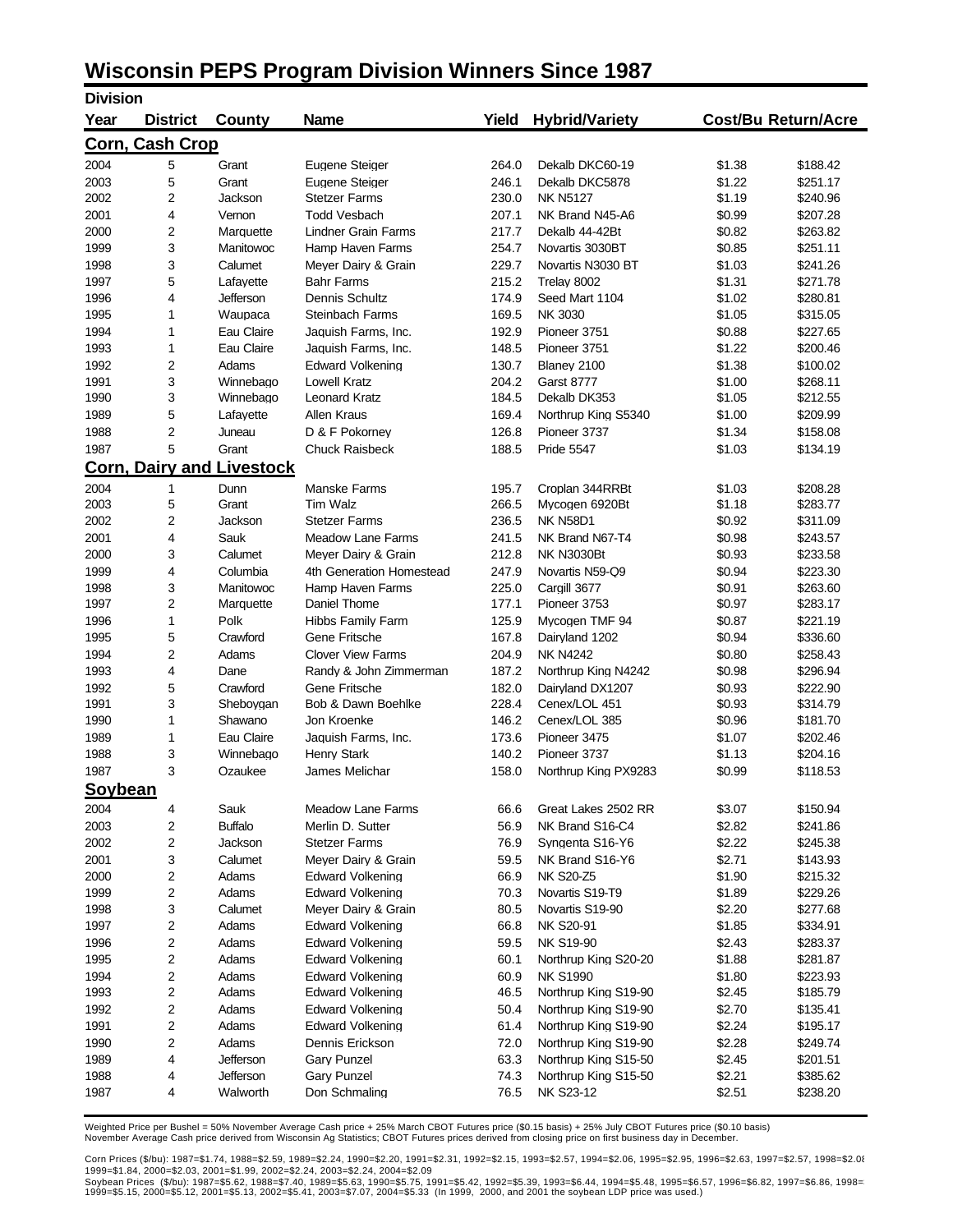# Wisconsin PEPS Program Division Winners Since 1987

| Division Year | District | County | Name | Yield | Hybrid/Variety | Cost/Bu | Return/Acre |
|---|---|---|---|---|---|---|---|
| **Corn, Cash Crop** | | | | | | | |
| 2004 | 5 | Grant | Eugene Steiger | 264.0 | Dekalb DKC60-19 | $1.38 | $188.42 |
| 2003 | 5 | Grant | Eugene Steiger | 246.1 | Dekalb DKC5878 | $1.22 | $251.17 |
| 2002 | 2 | Jackson | Stetzer Farms | 230.0 | NK N5127 | $1.19 | $240.96 |
| 2001 | 4 | Vernon | Todd Vesbach | 207.1 | NK Brand N45-A6 | $0.99 | $207.28 |
| 2000 | 2 | Marquette | Lindner Grain Farms | 217.7 | Dekalb 44-42Bt | $0.82 | $263.82 |
| 1999 | 3 | Manitowoc | Hamp Haven Farms | 254.7 | Novartis 3030BT | $0.85 | $251.11 |
| 1998 | 3 | Calumet | Meyer Dairy & Grain | 229.7 | Novartis N3030 BT | $1.03 | $241.26 |
| 1997 | 5 | Lafayette | Bahr Farms | 215.2 | Trelay 8002 | $1.31 | $271.78 |
| 1996 | 4 | Jefferson | Dennis Schultz | 174.9 | Seed Mart 1104 | $1.02 | $280.81 |
| 1995 | 1 | Waupaca | Steinbach Farms | 169.5 | NK 3030 | $1.05 | $315.05 |
| 1994 | 1 | Eau Claire | Jaquish Farms, Inc. | 192.9 | Pioneer 3751 | $0.88 | $227.65 |
| 1993 | 1 | Eau Claire | Jaquish Farms, Inc. | 148.5 | Pioneer 3751 | $1.22 | $200.46 |
| 1992 | 2 | Adams | Edward Volkening | 130.7 | Blaney 2100 | $1.38 | $100.02 |
| 1991 | 3 | Winnebago | Lowell Kratz | 204.2 | Garst 8777 | $1.00 | $268.11 |
| 1990 | 3 | Winnebago | Leonard Kratz | 184.5 | Dekalb DK353 | $1.05 | $212.55 |
| 1989 | 5 | Lafayette | Allen Kraus | 169.4 | Northrup King S5340 | $1.00 | $209.99 |
| 1988 | 2 | Juneau | D & F Pokorney | 126.8 | Pioneer 3737 | $1.34 | $158.08 |
| 1987 | 5 | Grant | Chuck Raisbeck | 188.5 | Pride 5547 | $1.03 | $134.19 |
| **Corn, Dairy and Livestock** | | | | | | | |
| 2004 | 1 | Dunn | Manske Farms | 195.7 | Croplan 344RRBt | $1.03 | $208.28 |
| 2003 | 5 | Grant | Tim Walz | 266.5 | Mycogen 6920Bt | $1.18 | $283.77 |
| 2002 | 2 | Jackson | Stetzer Farms | 236.5 | NK N58D1 | $0.92 | $311.09 |
| 2001 | 4 | Sauk | Meadow Lane Farms | 241.5 | NK Brand N67-T4 | $0.98 | $243.57 |
| 2000 | 3 | Calumet | Meyer Dairy & Grain | 212.8 | NK N3030Bt | $0.93 | $233.58 |
| 1999 | 4 | Columbia | 4th Generation Homestead | 247.9 | Novartis N59-Q9 | $0.94 | $223.30 |
| 1998 | 3 | Manitowoc | Hamp Haven Farms | 225.0 | Cargill 3677 | $0.91 | $263.60 |
| 1997 | 2 | Marquette | Daniel Thome | 177.1 | Pioneer 3753 | $0.97 | $283.17 |
| 1996 | 1 | Polk | Hibbs Family Farm | 125.9 | Mycogen TMF 94 | $0.87 | $221.19 |
| 1995 | 5 | Crawford | Gene Fritsche | 167.8 | Dairyland 1202 | $0.94 | $336.60 |
| 1994 | 2 | Adams | Clover View Farms | 204.9 | NK N4242 | $0.80 | $258.43 |
| 1993 | 4 | Dane | Randy & John Zimmerman | 187.2 | Northrup King N4242 | $0.98 | $296.94 |
| 1992 | 5 | Crawford | Gene Fritsche | 182.0 | Dairyland DX1207 | $0.93 | $222.90 |
| 1991 | 3 | Sheboygan | Bob & Dawn Boehlke | 228.4 | Cenex/LOL 451 | $0.93 | $314.79 |
| 1990 | 1 | Shawano | Jon Kroenke | 146.2 | Cenex/LOL 385 | $0.96 | $181.70 |
| 1989 | 1 | Eau Claire | Jaquish Farms, Inc. | 173.6 | Pioneer 3475 | $1.07 | $202.46 |
| 1988 | 3 | Winnebago | Henry Stark | 140.2 | Pioneer 3737 | $1.13 | $204.16 |
| 1987 | 3 | Ozaukee | James Melichar | 158.0 | Northrup King PX9283 | $0.99 | $118.53 |
| **Soybean** | | | | | | | |
| 2004 | 4 | Sauk | Meadow Lane Farms | 66.6 | Great Lakes 2502 RR | $3.07 | $150.94 |
| 2003 | 2 | Buffalo | Merlin D. Sutter | 56.9 | NK Brand S16-C4 | $2.82 | $241.86 |
| 2002 | 2 | Jackson | Stetzer Farms | 76.9 | Syngenta S16-Y6 | $2.22 | $245.38 |
| 2001 | 3 | Calumet | Meyer Dairy & Grain | 59.5 | NK Brand S16-Y6 | $2.71 | $143.93 |
| 2000 | 2 | Adams | Edward Volkening | 66.9 | NK S20-Z5 | $1.90 | $215.32 |
| 1999 | 2 | Adams | Edward Volkening | 70.3 | Novartis S19-T9 | $1.89 | $229.26 |
| 1998 | 3 | Calumet | Meyer Dairy & Grain | 80.5 | Novartis S19-90 | $2.20 | $277.68 |
| 1997 | 2 | Adams | Edward Volkening | 66.8 | NK S20-91 | $1.85 | $334.91 |
| 1996 | 2 | Adams | Edward Volkening | 59.5 | NK S19-90 | $2.43 | $283.37 |
| 1995 | 2 | Adams | Edward Volkening | 60.1 | Northrup King S20-20 | $1.88 | $281.87 |
| 1994 | 2 | Adams | Edward Volkening | 60.9 | NK S1990 | $1.80 | $223.93 |
| 1993 | 2 | Adams | Edward Volkening | 46.5 | Northrup King S19-90 | $2.45 | $185.79 |
| 1992 | 2 | Adams | Edward Volkening | 50.4 | Northrup King S19-90 | $2.70 | $135.41 |
| 1991 | 2 | Adams | Edward Volkening | 61.4 | Northrup King S19-90 | $2.24 | $195.17 |
| 1990 | 2 | Adams | Dennis Erickson | 72.0 | Northrup King S19-90 | $2.28 | $249.74 |
| 1989 | 4 | Jefferson | Gary Punzel | 63.3 | Northrup King S15-50 | $2.45 | $201.51 |
| 1988 | 4 | Jefferson | Gary Punzel | 74.3 | Northrup King S15-50 | $2.21 | $385.62 |
| 1987 | 4 | Walworth | Don Schmaling | 76.5 | NK S23-12 | $2.51 | $238.20 |

Weighted Price per Bushel = 50% November Average Cash price + 25% March CBOT Futures price ($0.15 basis) + 25% July CBOT Futures price ($0.10 basis)
November Average Cash price derived from Wisconsin Ag Statistics; CBOT Futures prices derived from closing price on first business day in December.

Corn Prices ($/bu): 1987=$1.74, 1988=$2.59, 1989=$2.24, 1990=$2.20, 1991=$2.31, 1992=$2.15, 1993=$2.57, 1994=$2.06, 1995=$2.95, 1996=$2.63, 1997=$2.57, 1998=$2.0
1999=$1.84, 2000=$2.03, 2001=$1.99, 2002=$2.24, 2003=$2.24, 2004=$2.09
Soybean Prices ($/bu): 1987=$5.62, 1988=$7.40, 1989=$5.63, 1990=$5.75, 1991=$5.42, 1992=$5.39, 1993=$6.44, 1994=$5.48, 1995=$6.57, 1996=$6.82, 1997=$6.86, 1998=
1999=$5.15, 2000=$5.12, 2001=$5.13, 2002=$5.41, 2003=$7.07, 2004=$5.33 (In 1999, 2000, and 2001 the soybean LDP price was used.)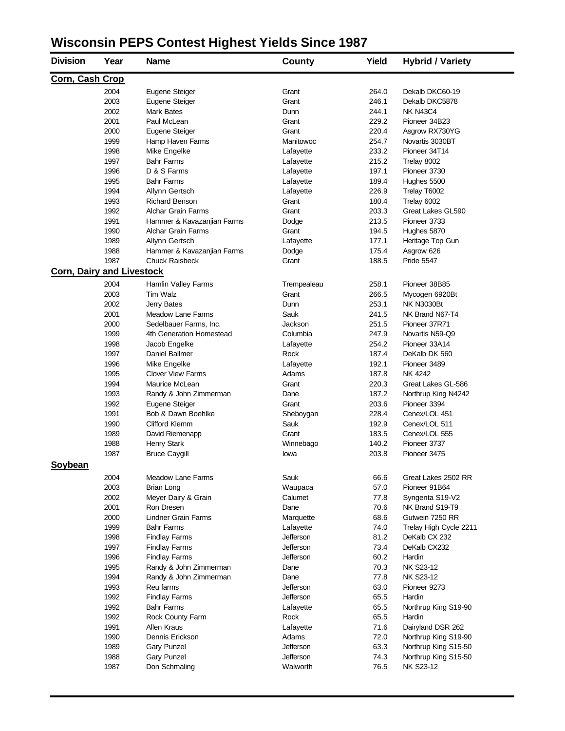# Wisconsin PEPS Contest Highest Yields Since 1987

| Division | Year | Name | County | Yield | Hybrid / Variety |
|---|---|---|---|---|---|
| **Corn, Cash Crop** | | | | | |
| | 2004 | Eugene Steiger | Grant | 264.0 | Dekalb DKC60-19 |
| | 2003 | Eugene Steiger | Grant | 246.1 | Dekalb DKC5878 |
| | 2002 | Mark Bates | Dunn | 244.1 | NK N43C4 |
| | 2001 | Paul McLean | Grant | 229.2 | Pioneer 34B23 |
| | 2000 | Eugene Steiger | Grant | 220.4 | Asgrow RX730YG |
| | 1999 | Hamp Haven Farms | Manitowoc | 254.7 | Novartis 3030BT |
| | 1998 | Mike Engelke | Lafayette | 233.2 | Pioneer 34T14 |
| | 1997 | Bahr Farms | Lafayette | 215.2 | Trelay 8002 |
| | 1996 | D & S Farms | Lafayette | 197.1 | Pioneer 3730 |
| | 1995 | Bahr Farms | Lafayette | 189.4 | Hughes 5500 |
| | 1994 | Allynn Gertsch | Lafayette | 226.9 | Trelay T6002 |
| | 1993 | Richard Benson | Grant | 180.4 | Trelay 6002 |
| | 1992 | Alchar Grain Farms | Grant | 203.3 | Great Lakes GL590 |
| | 1991 | Hammer & Kavazanjian Farms | Dodge | 213.5 | Pioneer 3733 |
| | 1990 | Alchar Grain Farms | Grant | 194.5 | Hughes 5870 |
| | 1989 | Allynn Gertsch | Lafayette | 177.1 | Heritage Top Gun |
| | 1988 | Hammer & Kavazanjian Farms | Dodge | 175.4 | Asgrow 626 |
| | 1987 | Chuck Raisbeck | Grant | 188.5 | Pride 5547 |
| **Corn, Dairy and Livestock** | | | | | |
| | 2004 | Hamlin Valley Farms | Trempealeau | 258.1 | Pioneer 38B85 |
| | 2003 | Tim Walz | Grant | 266.5 | Mycogen 6920Bt |
| | 2002 | Jerry Bates | Dunn | 253.1 | NK N3030Bt |
| | 2001 | Meadow Lane Farms | Sauk | 241.5 | NK Brand N67-T4 |
| | 2000 | Sedelbauer Farms, Inc. | Jackson | 251.5 | Pioneer 37R71 |
| | 1999 | 4th Generation Homestead | Columbia | 247.9 | Novartis N59-Q9 |
| | 1998 | Jacob Engelke | Lafayette | 254.2 | Pioneer 33A14 |
| | 1997 | Daniel Ballmer | Rock | 187.4 | DeKalb DK 560 |
| | 1996 | Mike Engelke | Lafayette | 192.1 | Pioneer 3489 |
| | 1995 | Clover View Farms | Adams | 187.8 | NK 4242 |
| | 1994 | Maurice McLean | Grant | 220.3 | Great Lakes GL-586 |
| | 1993 | Randy & John Zimmerman | Dane | 187.2 | Northrup King N4242 |
| | 1992 | Eugene Steiger | Grant | 203.6 | Pioneer 3394 |
| | 1991 | Bob & Dawn Boehlke | Sheboygan | 228.4 | Cenex/LOL 451 |
| | 1990 | Clifford Klemm | Sauk | 192.9 | Cenex/LOL 511 |
| | 1989 | David Riemenapp | Grant | 183.5 | Cenex/LOL 555 |
| | 1988 | Henry Stark | Winnebago | 140.2 | Pioneer 3737 |
| | 1987 | Bruce Caygill | Iowa | 203.8 | Pioneer 3475 |
| **Soybean** | | | | | |
| | 2004 | Meadow Lane Farms | Sauk | 66.6 | Great Lakes 2502 RR |
| | 2003 | Brian Long | Waupaca | 57.0 | Pioneer 91B64 |
| | 2002 | Meyer Dairy & Grain | Calumet | 77.8 | Syngenta S19-V2 |
| | 2001 | Ron Dresen | Dane | 70.6 | NK Brand S19-T9 |
| | 2000 | Lindner Grain Farms | Marquette | 68.6 | Gutwein 7250 RR |
| | 1999 | Bahr Farms | Lafayette | 74.0 | Trelay High Cycle 2211 |
| | 1998 | Findlay Farms | Jefferson | 81.2 | DeKalb CX 232 |
| | 1997 | Findlay Farms | Jefferson | 73.4 | DeKalb CX232 |
| | 1996 | Findlay Farms | Jefferson | 60.2 | Hardin |
| | 1995 | Randy & John Zimmerman | Dane | 70.3 | NK S23-12 |
| | 1994 | Randy & John Zimmerman | Dane | 77.8 | NK S23-12 |
| | 1993 | Reu farms | Jefferson | 63.0 | Pioneer 9273 |
| | 1992 | Findlay Farms | Jefferson | 65.5 | Hardin |
| | 1992 | Bahr Farms | Lafayette | 65.5 | Northrup King S19-90 |
| | 1992 | Rock County Farm | Rock | 65.5 | Hardin |
| | 1991 | Allen Kraus | Lafayette | 71.6 | Dairyland DSR 262 |
| | 1990 | Dennis Erickson | Adams | 72.0 | Northrup King S19-90 |
| | 1989 | Gary Punzel | Jefferson | 63.3 | Northrup King S15-50 |
| | 1988 | Gary Punzel | Jefferson | 74.3 | Northrup King S15-50 |
| | 1987 | Don Schmaling | Walworth | 76.5 | NK S23-12 |